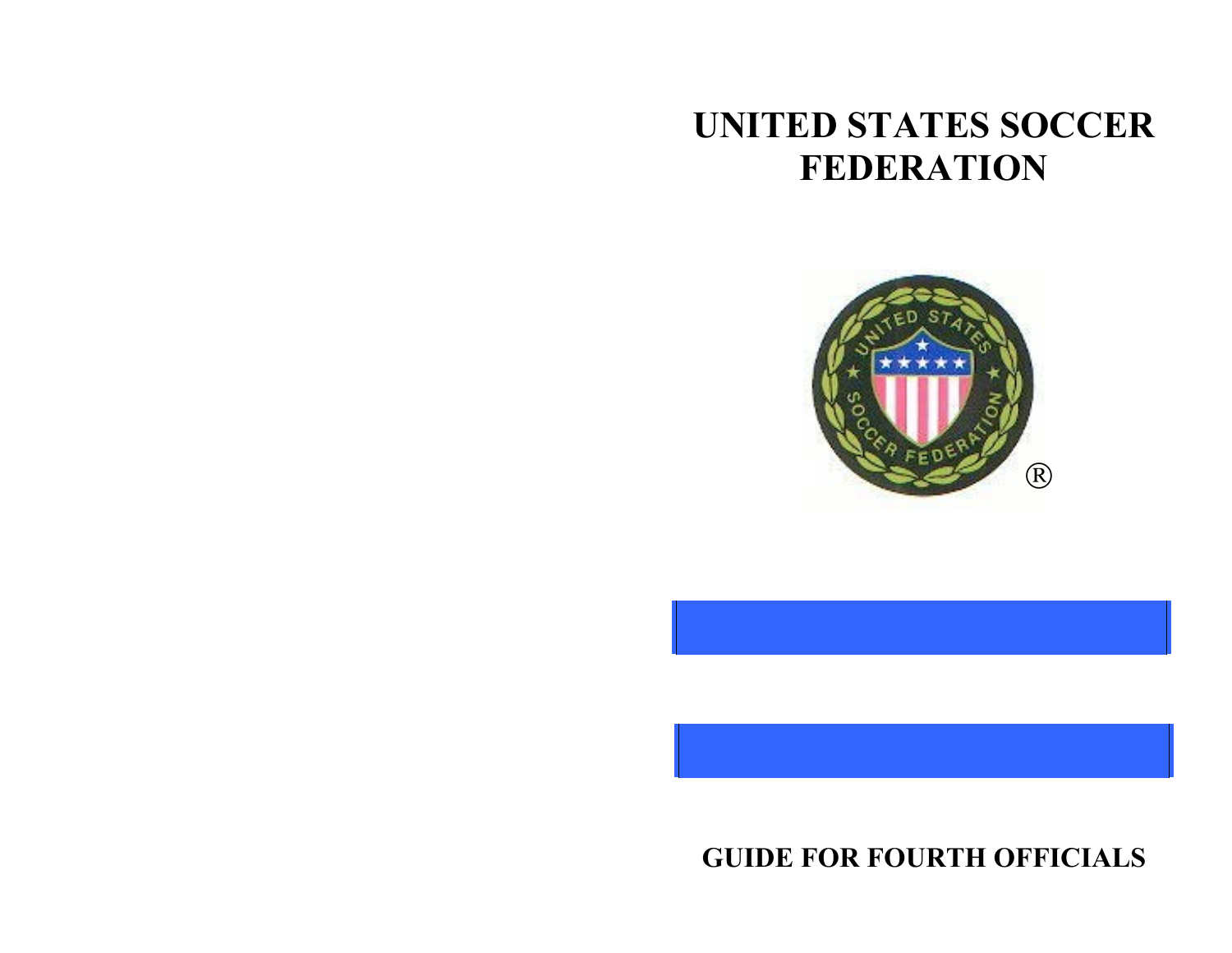# UNITED STATES SOCCER FEDERATION

## GUIDE FOR FOURTH OFFICIALS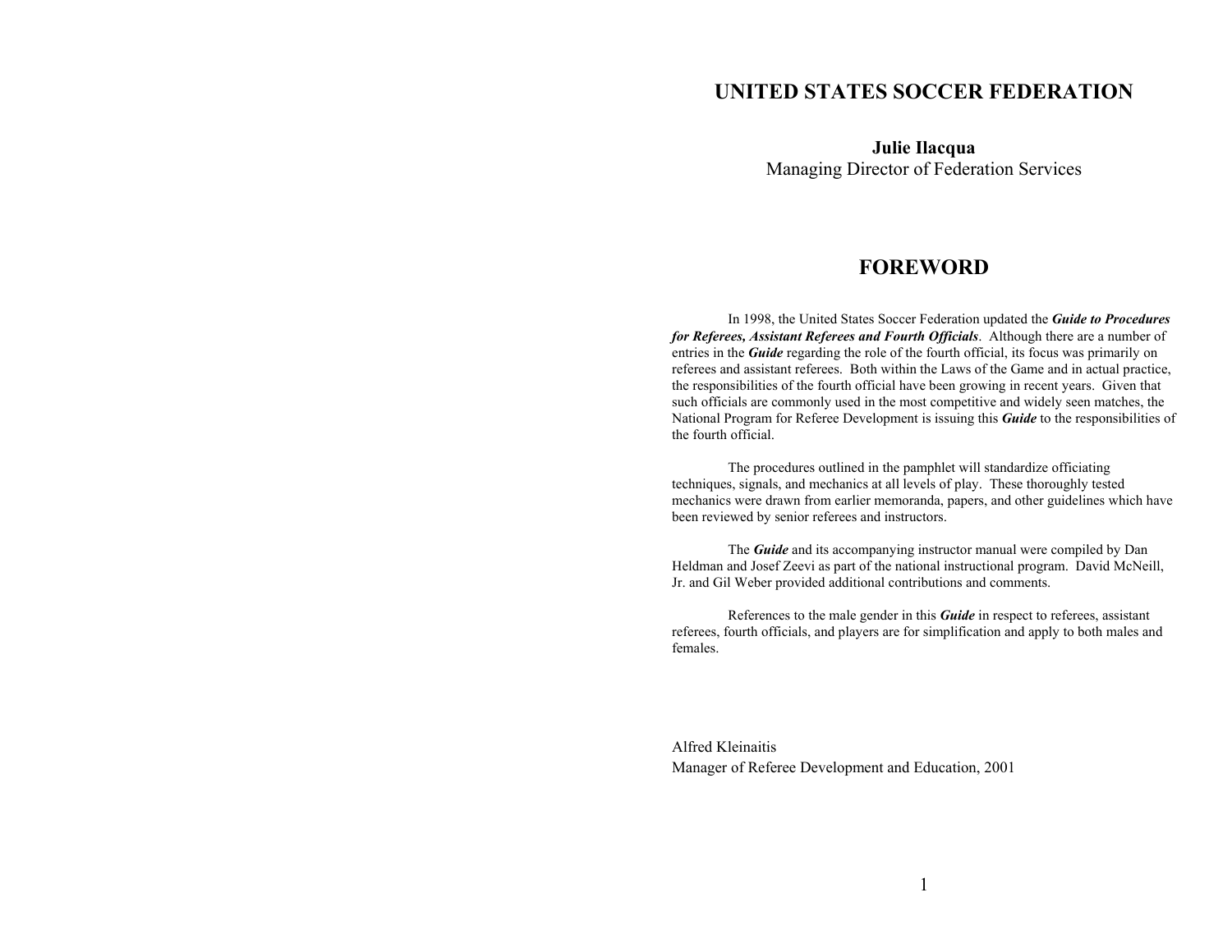# UNITED STATES SOCCER FEDERATION

**Julie Ilacqua**
Managing Director of Federation Services

## FOREWORD

In 1998, the United States Soccer Federation updated the ***Guide to Procedures for Referees, Assistant Referees and Fourth Officials***. Although there are a number of entries in the ***Guide*** regarding the role of the fourth official, its focus was primarily on referees and assistant referees. Both within the Laws of the Game and in actual practice, the responsibilities of the fourth official have been growing in recent years. Given that such officials are commonly used in the most competitive and widely seen matches, the National Program for Referee Development is issuing this ***Guide*** to the responsibilities of the fourth official.

The procedures outlined in the pamphlet will standardize officiating techniques, signals, and mechanics at all levels of play. These thoroughly tested mechanics were drawn from earlier memoranda, papers, and other guidelines which have been reviewed by senior referees and instructors.

The ***Guide*** and its accompanying instructor manual were compiled by Dan Heldman and Josef Zeevi as part of the national instructional program. David McNeill, Jr. and Gil Weber provided additional contributions and comments.

References to the male gender in this ***Guide*** in respect to referees, assistant referees, fourth officials, and players are for simplification and apply to both males and females.

Alfred Kleinaitis
Manager of Referee Development and Education, 2001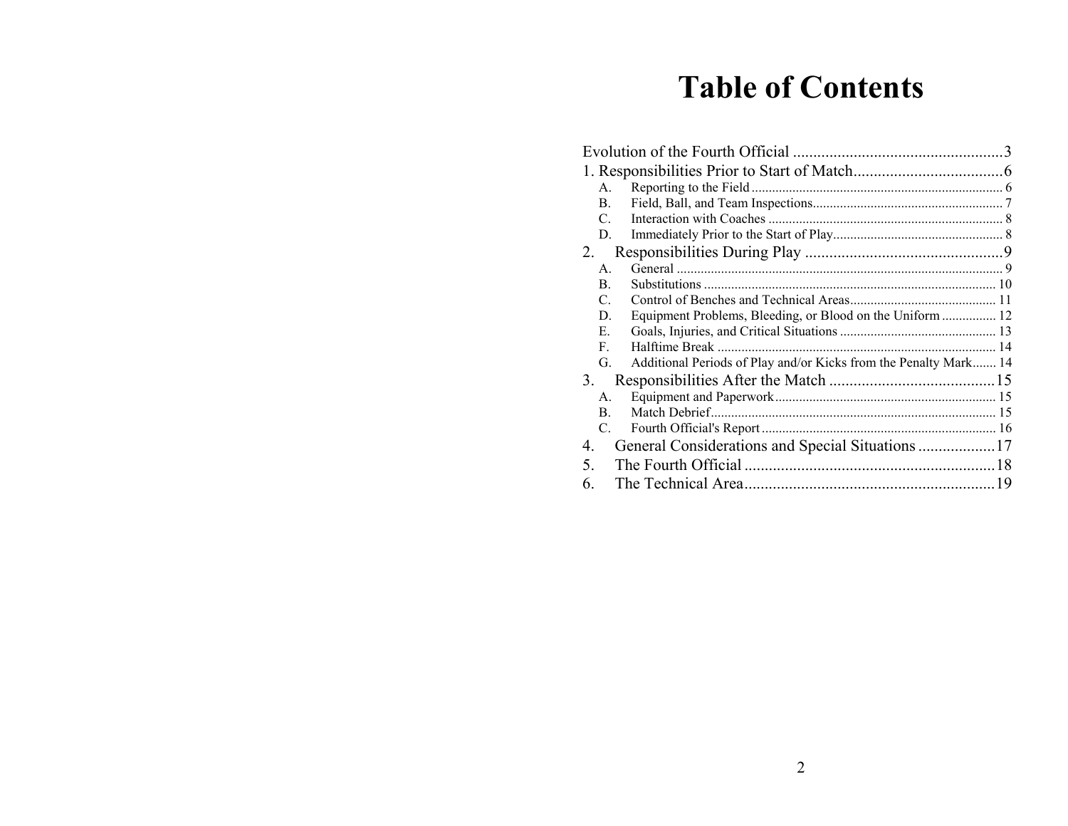# Table of Contents

Evolution of the Fourth Official ....................................................3

1. Responsibilities Prior to Start of Match.....................................6
   - A. Reporting to the Field ......................................................................... 6
   - B. Field, Ball, and Team Inspections....................................................... 7
   - C. Interaction with Coaches .................................................................... 8
   - D. Immediately Prior to the Start of Play................................................. 8

2. Responsibilities During Play .................................................9
   - A. General .............................................................................................. 9
   - B. Substitutions ..................................................................................... 10
   - C. Control of Benches and Technical Areas........................................... 11
   - D. Equipment Problems, Bleeding, or Blood on the Uniform ................ 12
   - E. Goals, Injuries, and Critical Situations .............................................. 13
   - F. Halftime Break ................................................................................. 14
   - G. Additional Periods of Play and/or Kicks from the Penalty Mark....... 14

3. Responsibilities After the Match .........................................15
   - A. Equipment and Paperwork................................................................ 15
   - B. Match Debrief................................................................................... 15
   - C. Fourth Official's Report .................................................................... 16

4. General Considerations and Special Situations ...................17

5. The Fourth Official ..............................................................18

6. The Technical Area..............................................................19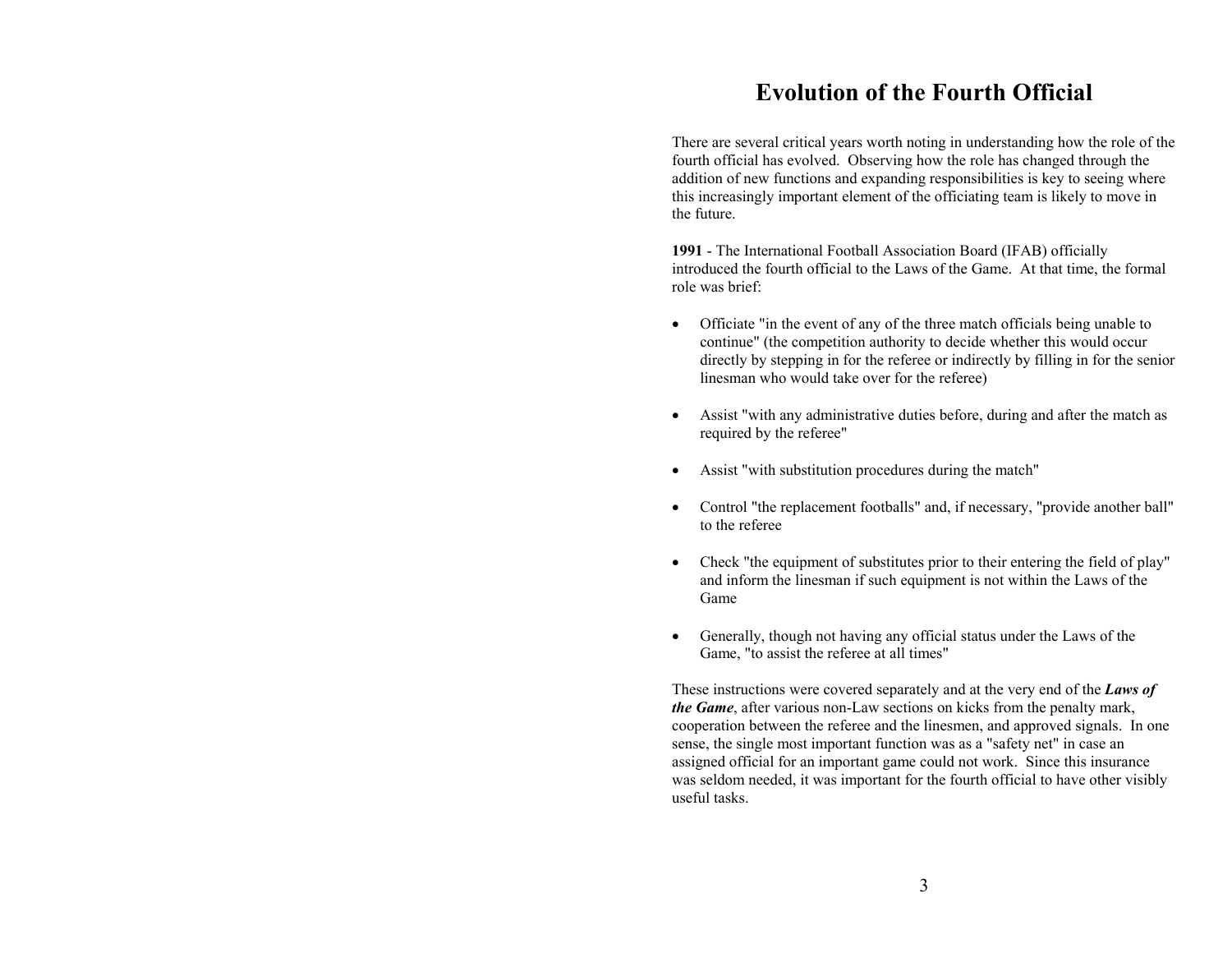# Evolution of the Fourth Official

There are several critical years worth noting in understanding how the role of the fourth official has evolved. Observing how the role has changed through the addition of new functions and expanding responsibilities is key to seeing where this increasingly important element of the officiating team is likely to move in the future.

**1991** - The International Football Association Board (IFAB) officially introduced the fourth official to the Laws of the Game. At that time, the formal role was brief:

- Officiate "in the event of any of the three match officials being unable to continue" (the competition authority to decide whether this would occur directly by stepping in for the referee or indirectly by filling in for the senior linesman who would take over for the referee)

- Assist "with any administrative duties before, during and after the match as required by the referee"

- Assist "with substitution procedures during the match"

- Control "the replacement footballs" and, if necessary, "provide another ball" to the referee

- Check "the equipment of substitutes prior to their entering the field of play" and inform the linesman if such equipment is not within the Laws of the Game

- Generally, though not having any official status under the Laws of the Game, "to assist the referee at all times"

These instructions were covered separately and at the very end of the ***Laws of the Game***, after various non-Law sections on kicks from the penalty mark, cooperation between the referee and the linesmen, and approved signals. In one sense, the single most important function was as a "safety net" in case an assigned official for an important game could not work. Since this insurance was seldom needed, it was important for the fourth official to have other visibly useful tasks.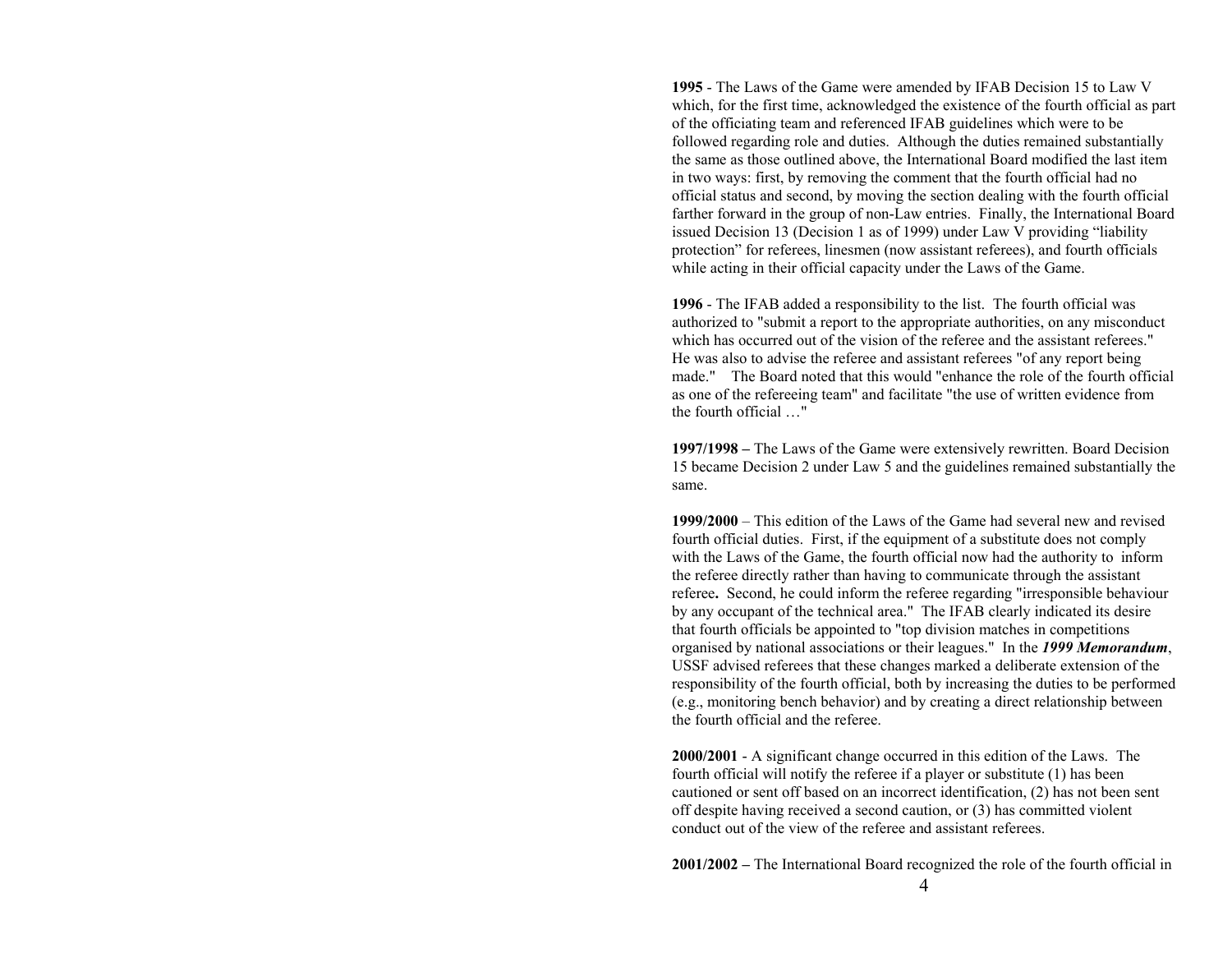**1995** - The Laws of the Game were amended by IFAB Decision 15 to Law V which, for the first time, acknowledged the existence of the fourth official as part of the officiating team and referenced IFAB guidelines which were to be followed regarding role and duties. Although the duties remained substantially the same as those outlined above, the International Board modified the last item in two ways: first, by removing the comment that the fourth official had no official status and second, by moving the section dealing with the fourth official farther forward in the group of non-Law entries. Finally, the International Board issued Decision 13 (Decision 1 as of 1999) under Law V providing "liability protection" for referees, linesmen (now assistant referees), and fourth officials while acting in their official capacity under the Laws of the Game.

**1996** - The IFAB added a responsibility to the list. The fourth official was authorized to "submit a report to the appropriate authorities, on any misconduct which has occurred out of the vision of the referee and the assistant referees." He was also to advise the referee and assistant referees "of any report being made." The Board noted that this would "enhance the role of the fourth official as one of the refereeing team" and facilitate "the use of written evidence from the fourth official …"

**1997/1998 –** The Laws of the Game were extensively rewritten. Board Decision 15 became Decision 2 under Law 5 and the guidelines remained substantially the same.

**1999/2000** – This edition of the Laws of the Game had several new and revised fourth official duties. First, if the equipment of a substitute does not comply with the Laws of the Game, the fourth official now had the authority to inform the referee directly rather than having to communicate through the assistant referee**.** Second, he could inform the referee regarding "irresponsible behaviour by any occupant of the technical area." The IFAB clearly indicated its desire that fourth officials be appointed to "top division matches in competitions organised by national associations or their leagues." In the ***1999 Memorandum***, USSF advised referees that these changes marked a deliberate extension of the responsibility of the fourth official, both by increasing the duties to be performed (e.g., monitoring bench behavior) and by creating a direct relationship between the fourth official and the referee.

**2000/2001** - A significant change occurred in this edition of the Laws. The fourth official will notify the referee if a player or substitute (1) has been cautioned or sent off based on an incorrect identification, (2) has not been sent off despite having received a second caution, or (3) has committed violent conduct out of the view of the referee and assistant referees.

**2001/2002 –** The International Board recognized the role of the fourth official in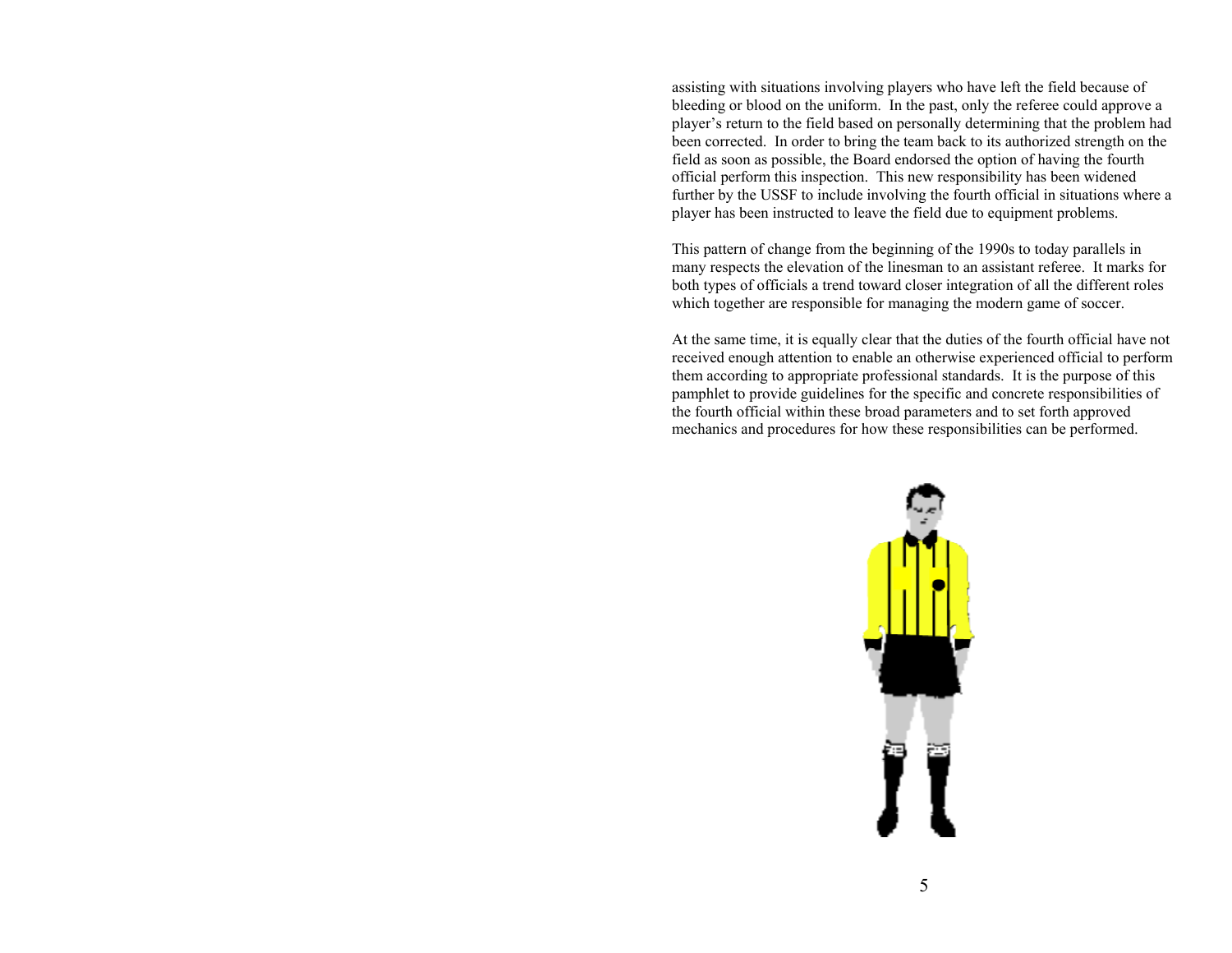assisting with situations involving players who have left the field because of bleeding or blood on the uniform. In the past, only the referee could approve a player's return to the field based on personally determining that the problem had been corrected. In order to bring the team back to its authorized strength on the field as soon as possible, the Board endorsed the option of having the fourth official perform this inspection. This new responsibility has been widened further by the USSF to include involving the fourth official in situations where a player has been instructed to leave the field due to equipment problems.

This pattern of change from the beginning of the 1990s to today parallels in many respects the elevation of the linesman to an assistant referee. It marks for both types of officials a trend toward closer integration of all the different roles which together are responsible for managing the modern game of soccer.

At the same time, it is equally clear that the duties of the fourth official have not received enough attention to enable an otherwise experienced official to perform them according to appropriate professional standards. It is the purpose of this pamphlet to provide guidelines for the specific and concrete responsibilities of the fourth official within these broad parameters and to set forth approved mechanics and procedures for how these responsibilities can be performed.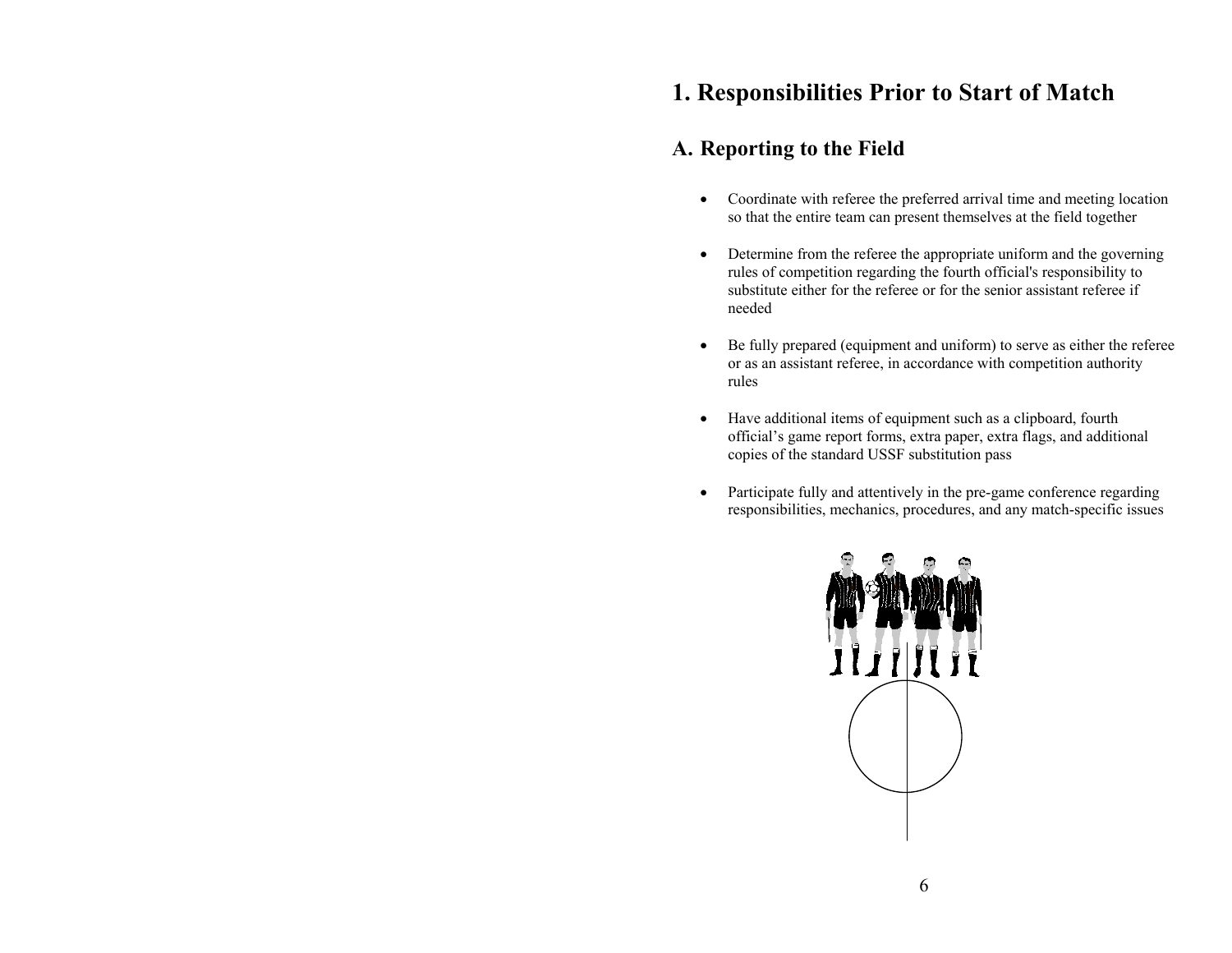# 1. Responsibilities Prior to Start of Match

## A. Reporting to the Field

- Coordinate with referee the preferred arrival time and meeting location so that the entire team can present themselves at the field together
- Determine from the referee the appropriate uniform and the governing rules of competition regarding the fourth official's responsibility to substitute either for the referee or for the senior assistant referee if needed
- Be fully prepared (equipment and uniform) to serve as either the referee or as an assistant referee, in accordance with competition authority rules
- Have additional items of equipment such as a clipboard, fourth official's game report forms, extra paper, extra flags, and additional copies of the standard USSF substitution pass
- Participate fully and attentively in the pre-game conference regarding responsibilities, mechanics, procedures, and any match-specific issues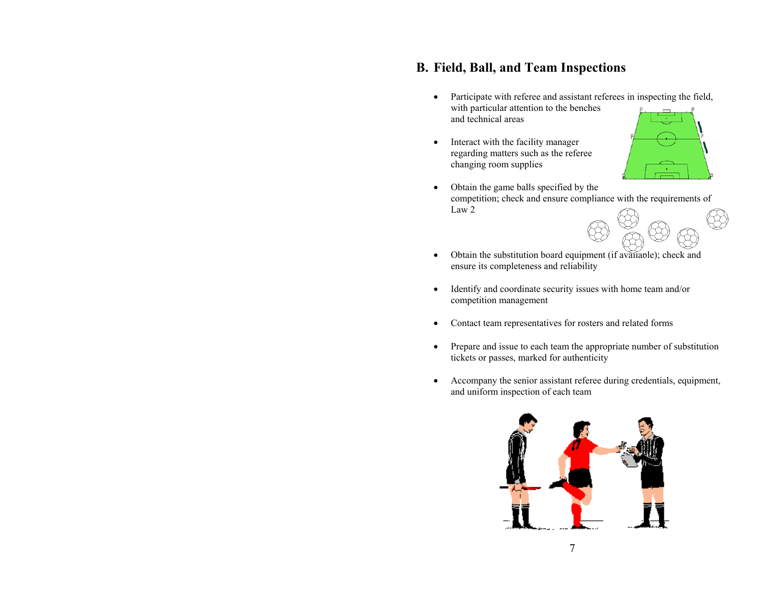## B. Field, Ball, and Team Inspections

- Participate with referee and assistant referees in inspecting the field, with particular attention to the benches and technical areas
- Interact with the facility manager regarding matters such as the referee changing room supplies
- Obtain the game balls specified by the competition; check and ensure compliance with the requirements of Law 2
- Obtain the substitution board equipment (if available); check and ensure its completeness and reliability
- Identify and coordinate security issues with home team and/or competition management
- Contact team representatives for rosters and related forms
- Prepare and issue to each team the appropriate number of substitution tickets or passes, marked for authenticity
- Accompany the senior assistant referee during credentials, equipment, and uniform inspection of each team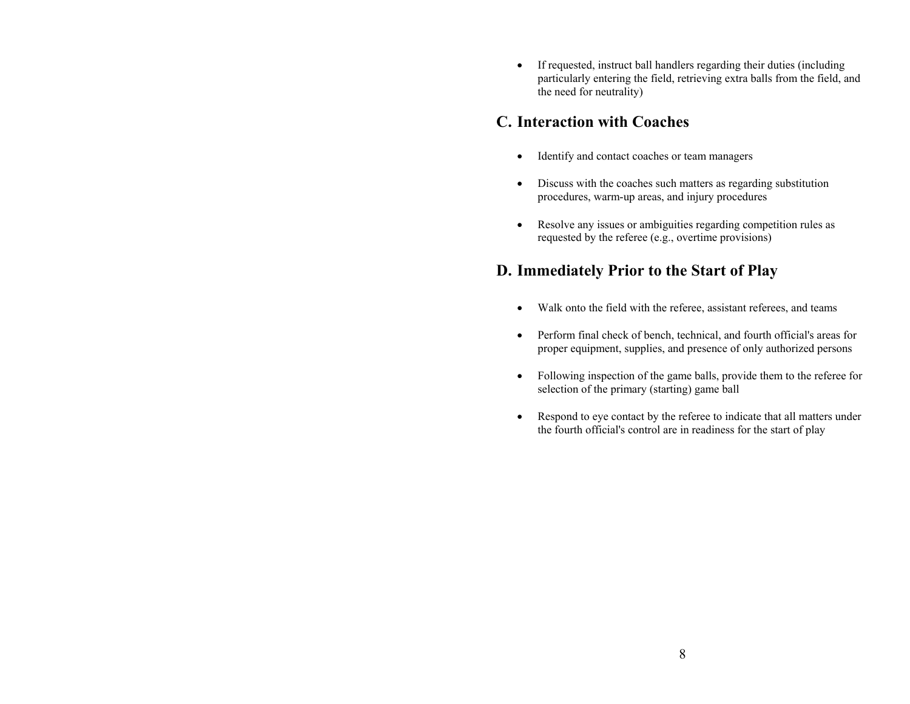- If requested, instruct ball handlers regarding their duties (including particularly entering the field, retrieving extra balls from the field, and the need for neutrality)

## C. Interaction with Coaches

- Identify and contact coaches or team managers
- Discuss with the coaches such matters as regarding substitution procedures, warm-up areas, and injury procedures
- Resolve any issues or ambiguities regarding competition rules as requested by the referee (e.g., overtime provisions)

## D. Immediately Prior to the Start of Play

- Walk onto the field with the referee, assistant referees, and teams
- Perform final check of bench, technical, and fourth official's areas for proper equipment, supplies, and presence of only authorized persons
- Following inspection of the game balls, provide them to the referee for selection of the primary (starting) game ball
- Respond to eye contact by the referee to indicate that all matters under the fourth official's control are in readiness for the start of play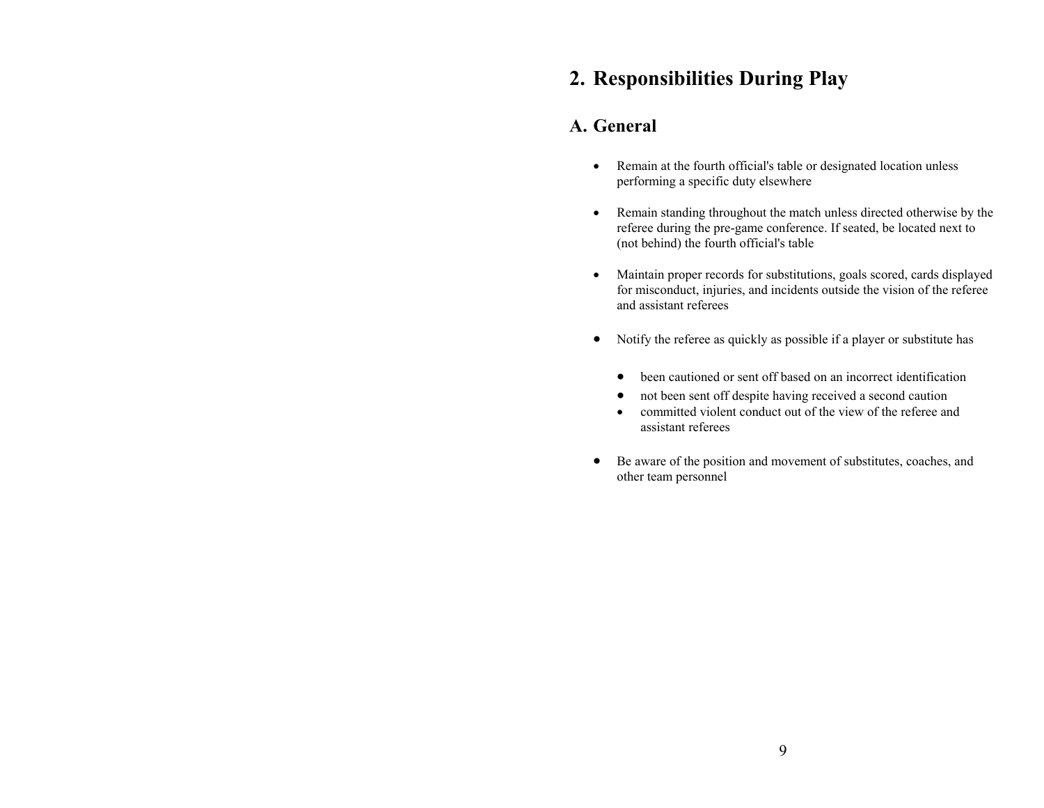# 2. Responsibilities During Play

## A. General

- Remain at the fourth official's table or designated location unless performing a specific duty elsewhere

- Remain standing throughout the match unless directed otherwise by the referee during the pre-game conference. If seated, be located next to (not behind) the fourth official's table

- Maintain proper records for substitutions, goals scored, cards displayed for misconduct, injuries, and incidents outside the vision of the referee and assistant referees

- Notify the referee as quickly as possible if a player or substitute has

    - been cautioned or sent off based on an incorrect identification
    - not been sent off despite having received a second caution
    - committed violent conduct out of the view of the referee and assistant referees

- Be aware of the position and movement of substitutes, coaches, and other team personnel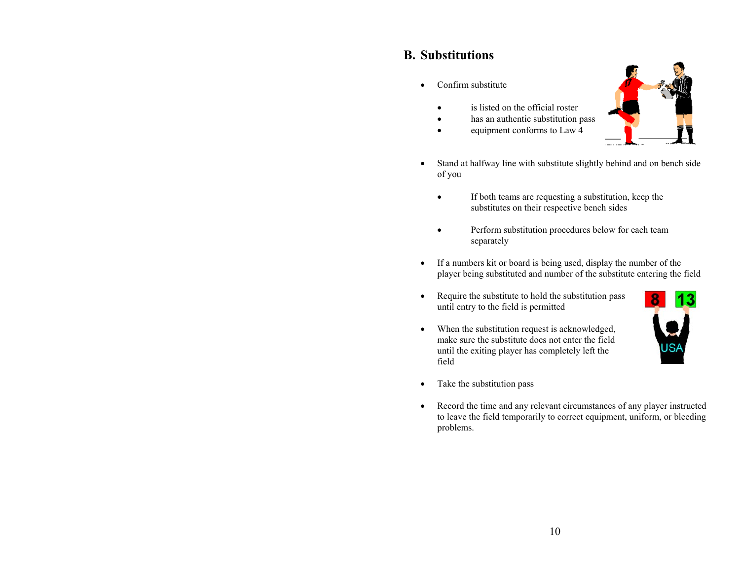## B. Substitutions

- Confirm substitute
  - is listed on the official roster
  - has an authentic substitution pass
  - equipment conforms to Law 4

- Stand at halfway line with substitute slightly behind and on bench side of you
  - If both teams are requesting a substitution, keep the substitutes on their respective bench sides
  - Perform substitution procedures below for each team separately

- If a numbers kit or board is being used, display the number of the player being substituted and number of the substitute entering the field

- Require the substitute to hold the substitution pass until entry to the field is permitted

- When the substitution request is acknowledged, make sure the substitute does not enter the field until the exiting player has completely left the field

- Take the substitution pass

- Record the time and any relevant circumstances of any player instructed to leave the field temporarily to correct equipment, uniform, or bleeding problems.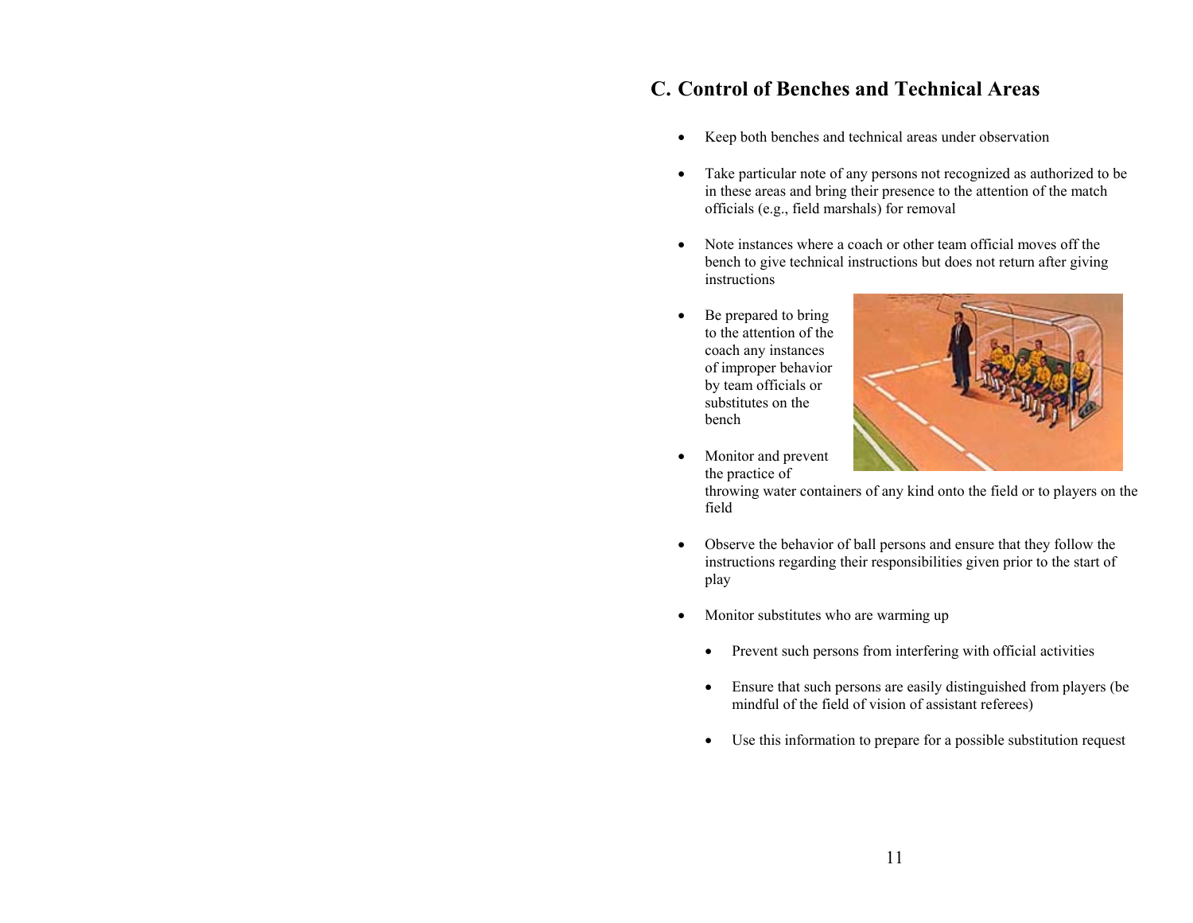## C. Control of Benches and Technical Areas

- Keep both benches and technical areas under observation
- Take particular note of any persons not recognized as authorized to be in these areas and bring their presence to the attention of the match officials (e.g., field marshals) for removal
- Note instances where a coach or other team official moves off the bench to give technical instructions but does not return after giving instructions
- Be prepared to bring to the attention of the coach any instances of improper behavior by team officials or substitutes on the bench
- Monitor and prevent the practice of throwing water containers of any kind onto the field or to players on the field
- Observe the behavior of ball persons and ensure that they follow the instructions regarding their responsibilities given prior to the start of play
- Monitor substitutes who are warming up
  - Prevent such persons from interfering with official activities
  - Ensure that such persons are easily distinguished from players (be mindful of the field of vision of assistant referees)
  - Use this information to prepare for a possible substitution request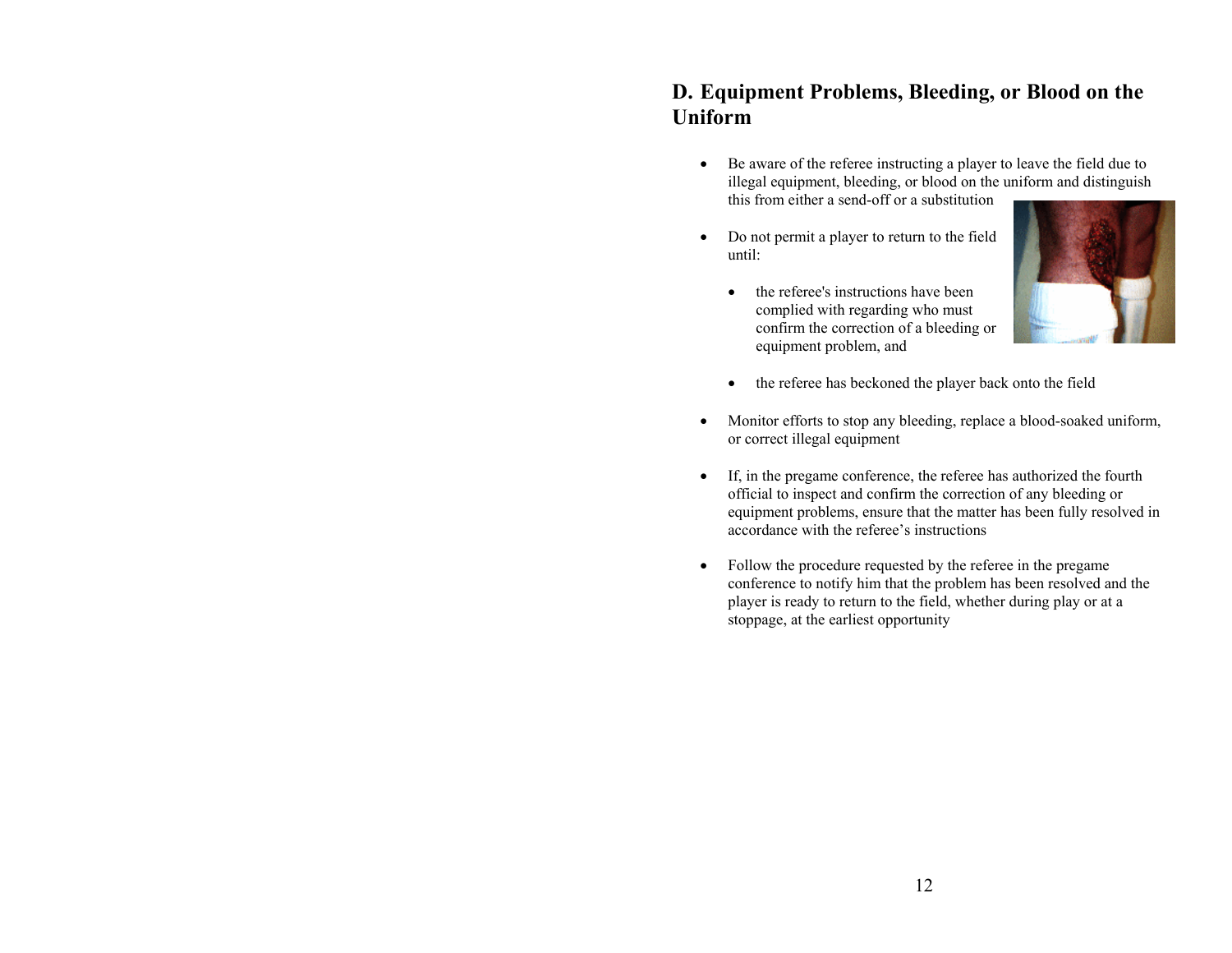## D. Equipment Problems, Bleeding, or Blood on the Uniform

- Be aware of the referee instructing a player to leave the field due to illegal equipment, bleeding, or blood on the uniform and distinguish this from either a send-off or a substitution
- Do not permit a player to return to the field until:
  - the referee's instructions have been complied with regarding who must confirm the correction of a bleeding or equipment problem, and
  - the referee has beckoned the player back onto the field
- Monitor efforts to stop any bleeding, replace a blood-soaked uniform, or correct illegal equipment
- If, in the pregame conference, the referee has authorized the fourth official to inspect and confirm the correction of any bleeding or equipment problems, ensure that the matter has been fully resolved in accordance with the referee's instructions
- Follow the procedure requested by the referee in the pregame conference to notify him that the problem has been resolved and the player is ready to return to the field, whether during play or at a stoppage, at the earliest opportunity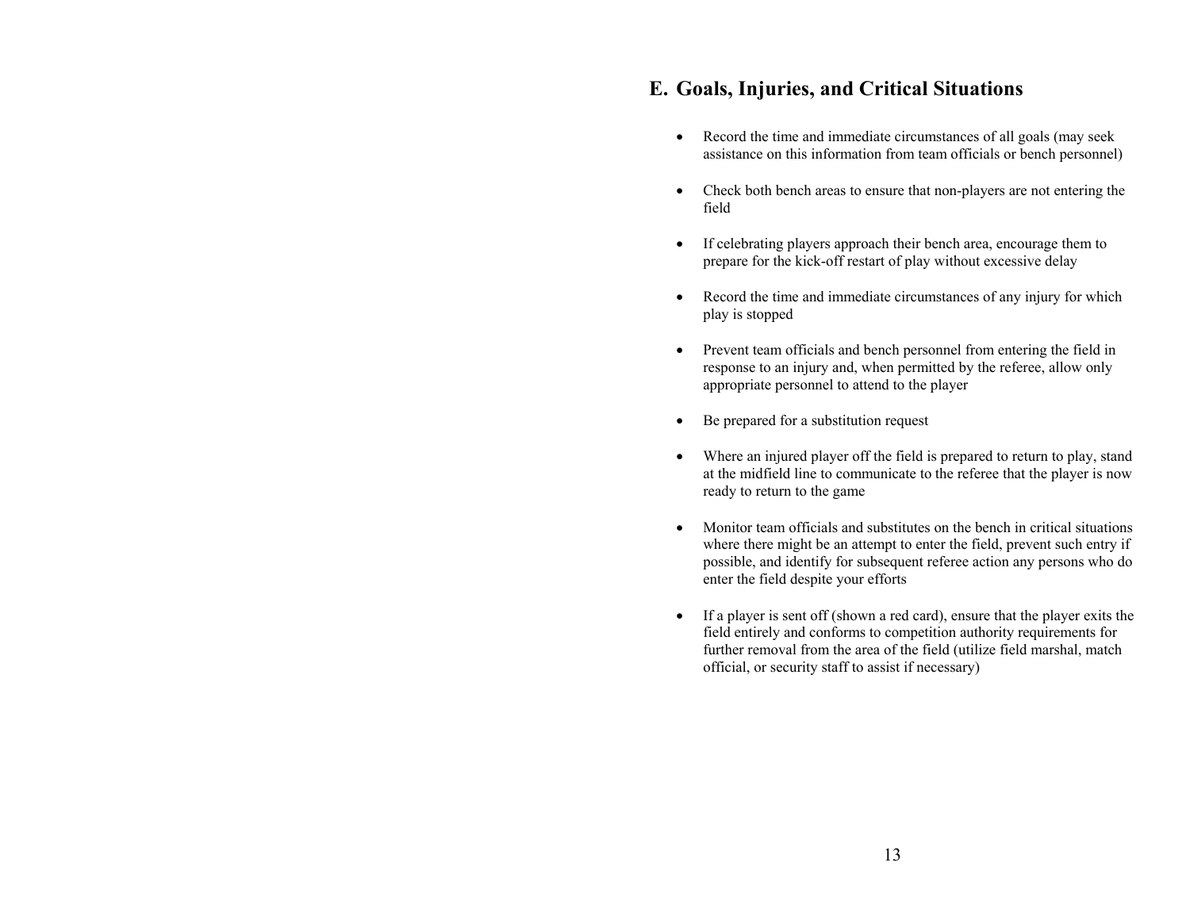## E. Goals, Injuries, and Critical Situations

- Record the time and immediate circumstances of all goals (may seek assistance on this information from team officials or bench personnel)

- Check both bench areas to ensure that non-players are not entering the field

- If celebrating players approach their bench area, encourage them to prepare for the kick-off restart of play without excessive delay

- Record the time and immediate circumstances of any injury for which play is stopped

- Prevent team officials and bench personnel from entering the field in response to an injury and, when permitted by the referee, allow only appropriate personnel to attend to the player

- Be prepared for a substitution request

- Where an injured player off the field is prepared to return to play, stand at the midfield line to communicate to the referee that the player is now ready to return to the game

- Monitor team officials and substitutes on the bench in critical situations where there might be an attempt to enter the field, prevent such entry if possible, and identify for subsequent referee action any persons who do enter the field despite your efforts

- If a player is sent off (shown a red card), ensure that the player exits the field entirely and conforms to competition authority requirements for further removal from the area of the field (utilize field marshal, match official, or security staff to assist if necessary)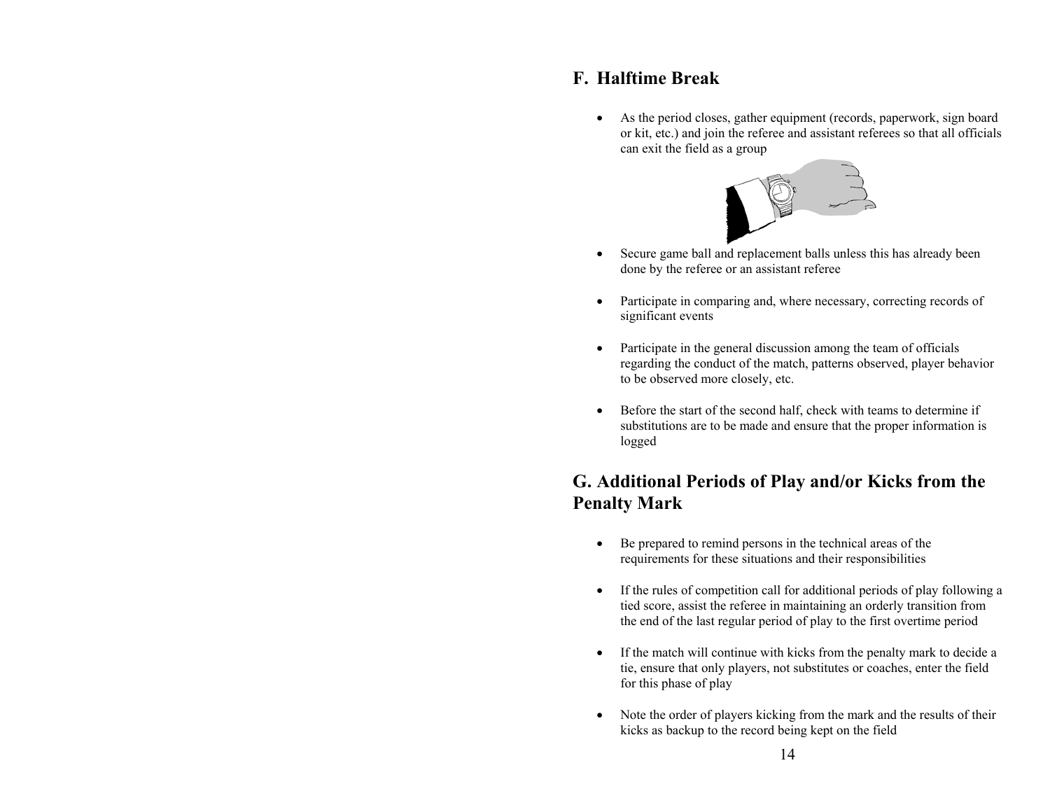## F. Halftime Break

- As the period closes, gather equipment (records, paperwork, sign board or kit, etc.) and join the referee and assistant referees so that all officials can exit the field as a group
- Secure game ball and replacement balls unless this has already been done by the referee or an assistant referee
- Participate in comparing and, where necessary, correcting records of significant events
- Participate in the general discussion among the team of officials regarding the conduct of the match, patterns observed, player behavior to be observed more closely, etc.
- Before the start of the second half, check with teams to determine if substitutions are to be made and ensure that the proper information is logged

## G. Additional Periods of Play and/or Kicks from the Penalty Mark

- Be prepared to remind persons in the technical areas of the requirements for these situations and their responsibilities
- If the rules of competition call for additional periods of play following a tied score, assist the referee in maintaining an orderly transition from the end of the last regular period of play to the first overtime period
- If the match will continue with kicks from the penalty mark to decide a tie, ensure that only players, not substitutes or coaches, enter the field for this phase of play
- Note the order of players kicking from the mark and the results of their kicks as backup to the record being kept on the field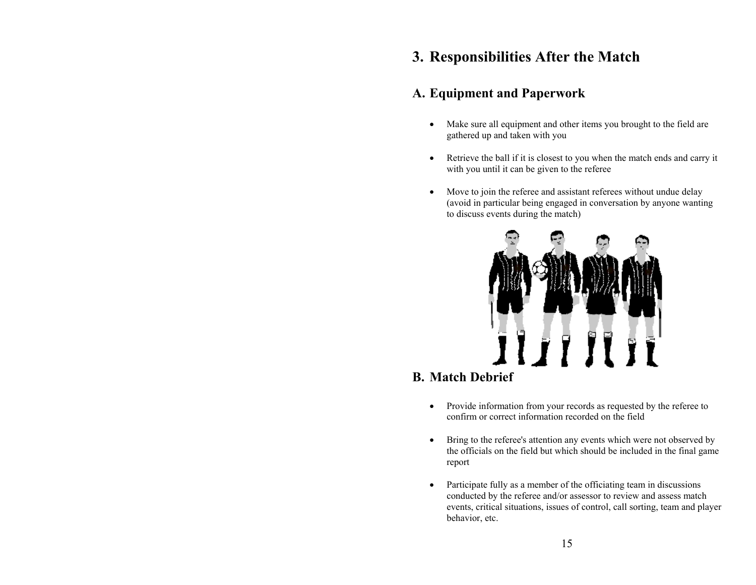# 3. Responsibilities After the Match

## A. Equipment and Paperwork

- Make sure all equipment and other items you brought to the field are gathered up and taken with you
- Retrieve the ball if it is closest to you when the match ends and carry it with you until it can be given to the referee
- Move to join the referee and assistant referees without undue delay (avoid in particular being engaged in conversation by anyone wanting to discuss events during the match)

## B. Match Debrief

- Provide information from your records as requested by the referee to confirm or correct information recorded on the field
- Bring to the referee's attention any events which were not observed by the officials on the field but which should be included in the final game report
- Participate fully as a member of the officiating team in discussions conducted by the referee and/or assessor to review and assess match events, critical situations, issues of control, call sorting, team and player behavior, etc.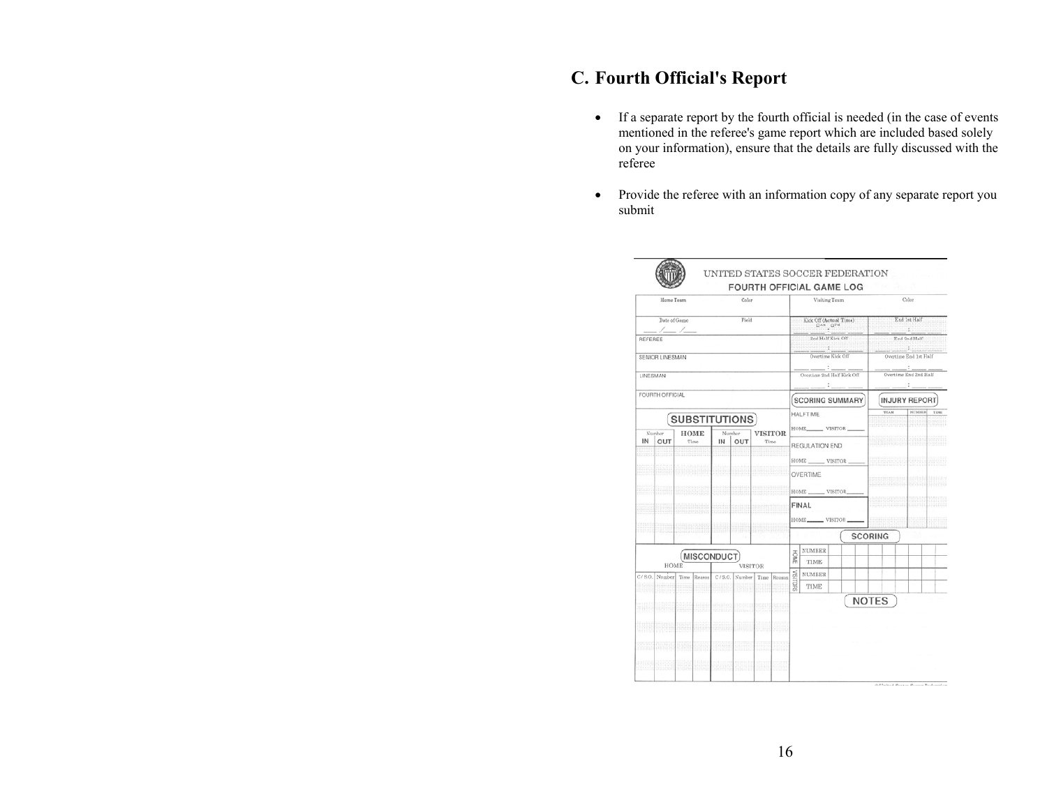## C. Fourth Official's Report

- If a separate report by the fourth official is needed (in the case of events mentioned in the referee's game report which are included based solely on your information), ensure that the details are fully discussed with the referee

- Provide the referee with an information copy of any separate report you submit

UNITED STATES SOCCER FEDERATION

FOURTH OFFICIAL GAME LOG

| Home Team | Color | Visiting Team | Color |
|---|---|---|---|
| Date of Game | Field | Kick Off (Actual Time) | End 1st Half |
| REFEREE | | 2nd Half Kick Off | End 2nd Half |
| SENIOR LINESMAN | | Overtime Kick Off | Overtime End 1st Half |
| LINESMAN | | Overtime 2nd Half Kick Off | Overtime End 2nd Half |
| FOURTH OFFICIAL | | | |

**SUBSTITUTIONS**

| HOME Number IN | HOME Number OUT | HOME Time | VISITOR Number IN | VISITOR Number OUT | VISITOR Time |
|---|---|---|---|---|---|
| | | | | | |

**SCORING SUMMARY**

HALFTIME

HOME _____ VISITOR _____

REGULATION END

HOME _____ VISITOR _____

OVERTIME

HOME _____ VISITOR _____

FINAL

HOME _____ VISITOR _____

**INJURY REPORT**

| TEAM | NUMBER | TIME |
|---|---|---|
| | | |

**MISCONDUCT**

| HOME C/S.O. | HOME Number | HOME Time | HOME Reason | VISITOR C/S.O. | VISITOR Number | VISITOR Time | VISITOR Reason |
|---|---|---|---|---|---|---|---|
| | | | | | | | |

**SCORING**

| | | | | | | | | | | |
|---|---|---|---|---|---|---|---|---|---|---|
| HOME | NUMBER | | | | | | | | | |
| | TIME | | | | | | | | | |
| VISITORS | NUMBER | | | | | | | | | |
| | TIME | | | | | | | | | |

**NOTES**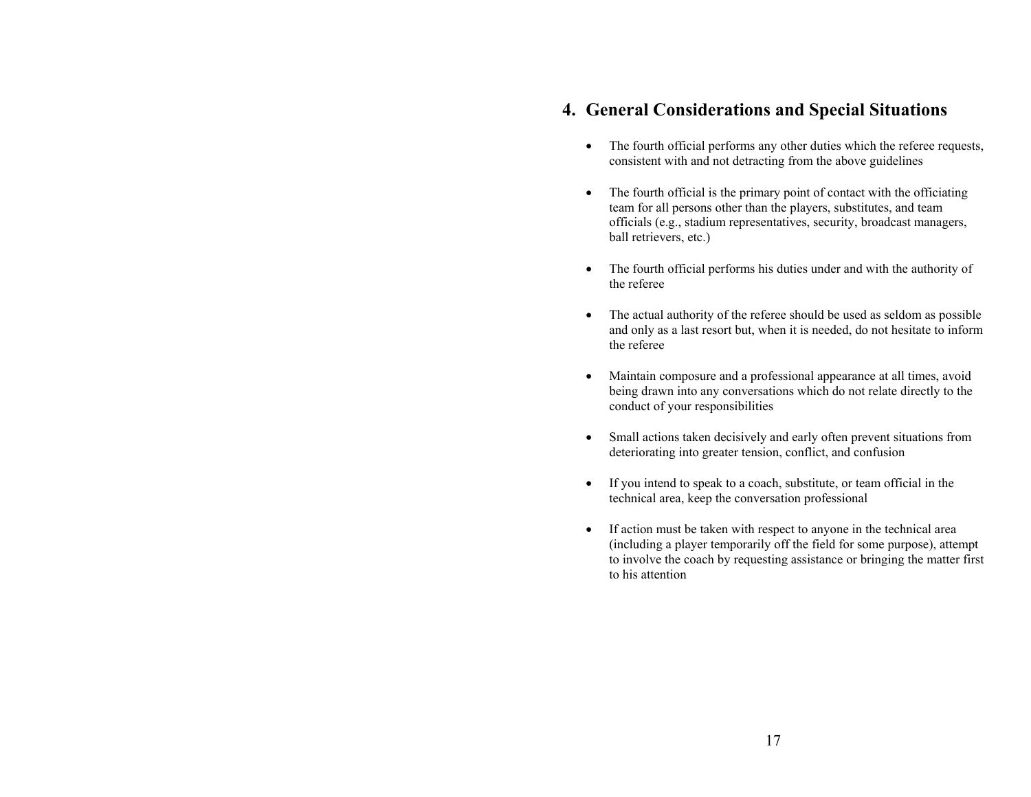## 4. General Considerations and Special Situations

- The fourth official performs any other duties which the referee requests, consistent with and not detracting from the above guidelines

- The fourth official is the primary point of contact with the officiating team for all persons other than the players, substitutes, and team officials (e.g., stadium representatives, security, broadcast managers, ball retrievers, etc.)

- The fourth official performs his duties under and with the authority of the referee

- The actual authority of the referee should be used as seldom as possible and only as a last resort but, when it is needed, do not hesitate to inform the referee

- Maintain composure and a professional appearance at all times, avoid being drawn into any conversations which do not relate directly to the conduct of your responsibilities

- Small actions taken decisively and early often prevent situations from deteriorating into greater tension, conflict, and confusion

- If you intend to speak to a coach, substitute, or team official in the technical area, keep the conversation professional

- If action must be taken with respect to anyone in the technical area (including a player temporarily off the field for some purpose), attempt to involve the coach by requesting assistance or bringing the matter first to his attention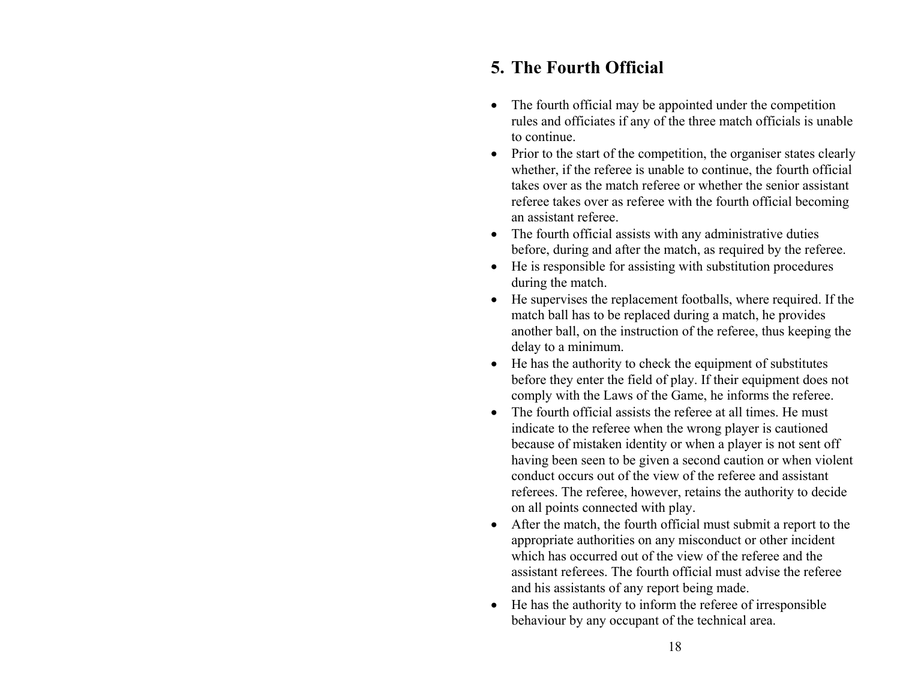## 5. The Fourth Official

- The fourth official may be appointed under the competition rules and officiates if any of the three match officials is unable to continue.
- Prior to the start of the competition, the organiser states clearly whether, if the referee is unable to continue, the fourth official takes over as the match referee or whether the senior assistant referee takes over as referee with the fourth official becoming an assistant referee.
- The fourth official assists with any administrative duties before, during and after the match, as required by the referee.
- He is responsible for assisting with substitution procedures during the match.
- He supervises the replacement footballs, where required. If the match ball has to be replaced during a match, he provides another ball, on the instruction of the referee, thus keeping the delay to a minimum.
- He has the authority to check the equipment of substitutes before they enter the field of play. If their equipment does not comply with the Laws of the Game, he informs the referee.
- The fourth official assists the referee at all times. He must indicate to the referee when the wrong player is cautioned because of mistaken identity or when a player is not sent off having been seen to be given a second caution or when violent conduct occurs out of the view of the referee and assistant referees. The referee, however, retains the authority to decide on all points connected with play.
- After the match, the fourth official must submit a report to the appropriate authorities on any misconduct or other incident which has occurred out of the view of the referee and the assistant referees. The fourth official must advise the referee and his assistants of any report being made.
- He has the authority to inform the referee of irresponsible behaviour by any occupant of the technical area.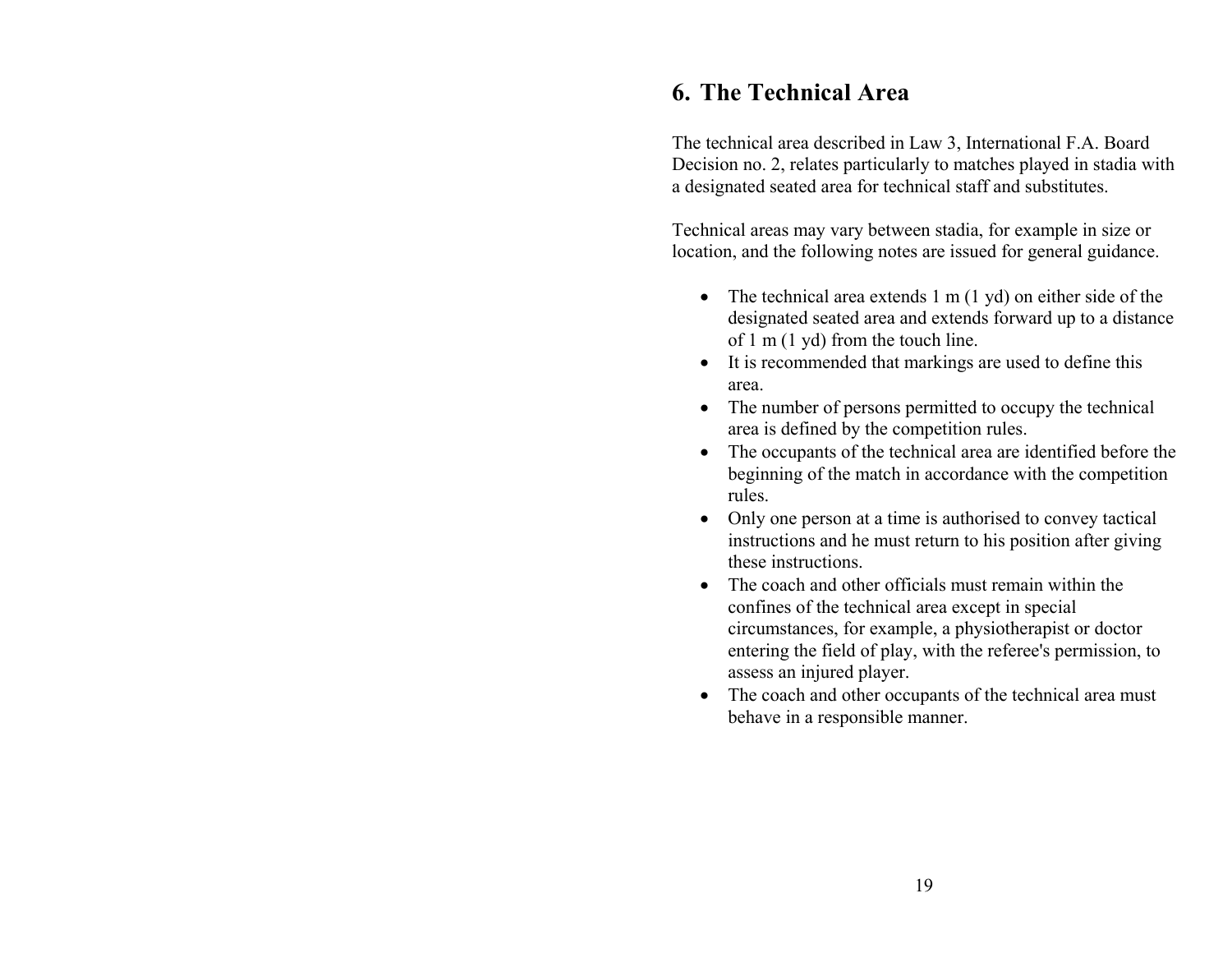## 6. The Technical Area

The technical area described in Law 3, International F.A. Board Decision no. 2, relates particularly to matches played in stadia with a designated seated area for technical staff and substitutes.

Technical areas may vary between stadia, for example in size or location, and the following notes are issued for general guidance.

- The technical area extends 1 m (1 yd) on either side of the designated seated area and extends forward up to a distance of 1 m (1 yd) from the touch line.
- It is recommended that markings are used to define this area.
- The number of persons permitted to occupy the technical area is defined by the competition rules.
- The occupants of the technical area are identified before the beginning of the match in accordance with the competition rules.
- Only one person at a time is authorised to convey tactical instructions and he must return to his position after giving these instructions.
- The coach and other officials must remain within the confines of the technical area except in special circumstances, for example, a physiotherapist or doctor entering the field of play, with the referee's permission, to assess an injured player.
- The coach and other occupants of the technical area must behave in a responsible manner.